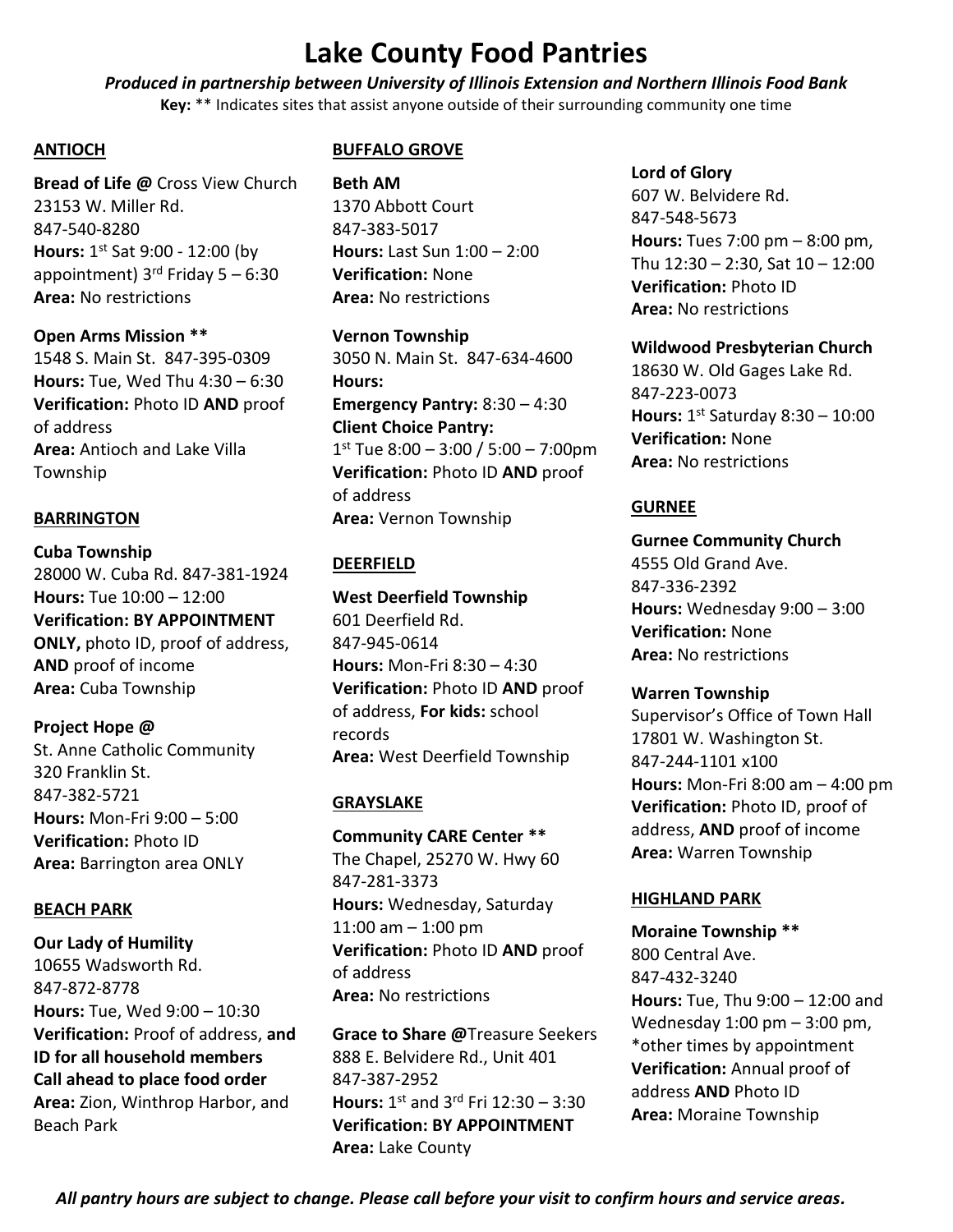# Lake County Food Pantries

***Produced in partnership between University of Illinois Extension and Northern Illinois Food Bank***

**Key:** ** Indicates sites that assist anyone outside of their surrounding community one time

## ANTIOCH

**Bread of Life @** Cross View Church
23153 W. Miller Rd.
847-540-8280
**Hours:** 1st Sat 9:00 - 12:00 (by appointment) 3rd Friday 5 – 6:30
**Area:** No restrictions

**Open Arms Mission ****
1548 S. Main St. 847-395-0309
**Hours:** Tue, Wed Thu 4:30 – 6:30
**Verification:** Photo ID **AND** proof of address
**Area:** Antioch and Lake Villa Township

## BARRINGTON

**Cuba Township**
28000 W. Cuba Rd. 847-381-1924
**Hours:** Tue 10:00 – 12:00
**Verification: BY APPOINTMENT ONLY,** photo ID, proof of address, **AND** proof of income
**Area:** Cuba Township

**Project Hope @**
St. Anne Catholic Community
320 Franklin St.
847-382-5721
**Hours:** Mon-Fri 9:00 – 5:00
**Verification:** Photo ID
**Area:** Barrington area ONLY

## BEACH PARK

**Our Lady of Humility**
10655 Wadsworth Rd.
847-872-8778
**Hours:** Tue, Wed 9:00 – 10:30
**Verification:** Proof of address, **and ID for all household members**
**Call ahead to place food order**
**Area:** Zion, Winthrop Harbor, and Beach Park

## BUFFALO GROVE

**Beth AM**
1370 Abbott Court
847-383-5017
**Hours:** Last Sun 1:00 – 2:00
**Verification:** None
**Area:** No restrictions

**Vernon Township**
3050 N. Main St. 847-634-4600
**Hours:**
**Emergency Pantry:** 8:30 – 4:30
**Client Choice Pantry:**
1st Tue 8:00 – 3:00 / 5:00 – 7:00pm
**Verification:** Photo ID **AND** proof of address
**Area:** Vernon Township

## DEERFIELD

**West Deerfield Township**
601 Deerfield Rd.
847-945-0614
**Hours:** Mon-Fri 8:30 – 4:30
**Verification:** Photo ID **AND** proof of address, **For kids:** school records
**Area:** West Deerfield Township

## GRAYSLAKE

**Community CARE Center ****
The Chapel, 25270 W. Hwy 60
847-281-3373
**Hours:** Wednesday, Saturday 11:00 am – 1:00 pm
**Verification:** Photo ID **AND** proof of address
**Area:** No restrictions

**Grace to Share @**Treasure Seekers
888 E. Belvidere Rd., Unit 401
847-387-2952
**Hours:** 1st and 3rd Fri 12:30 – 3:30
**Verification: BY APPOINTMENT**
**Area:** Lake County

**Lord of Glory**
607 W. Belvidere Rd.
847-548-5673
**Hours:** Tues 7:00 pm – 8:00 pm, Thu 12:30 – 2:30, Sat 10 – 12:00
**Verification:** Photo ID
**Area:** No restrictions

**Wildwood Presbyterian Church**
18630 W. Old Gages Lake Rd.
847-223-0073
**Hours:** 1st Saturday 8:30 – 10:00
**Verification:** None
**Area:** No restrictions

## GURNEE

**Gurnee Community Church**
4555 Old Grand Ave.
847-336-2392
**Hours:** Wednesday 9:00 – 3:00
**Verification:** None
**Area:** No restrictions

**Warren Township**
Supervisor's Office of Town Hall
17801 W. Washington St.
847-244-1101 x100
**Hours:** Mon-Fri 8:00 am – 4:00 pm
**Verification:** Photo ID, proof of address, **AND** proof of income
**Area:** Warren Township

## HIGHLAND PARK

**Moraine Township ****
800 Central Ave.
847-432-3240
**Hours:** Tue, Thu 9:00 – 12:00 and Wednesday 1:00 pm – 3:00 pm, *other times by appointment
**Verification:** Annual proof of address **AND** Photo ID
**Area:** Moraine Township

***All pantry hours are subject to change. Please call before your visit to confirm hours and service areas.***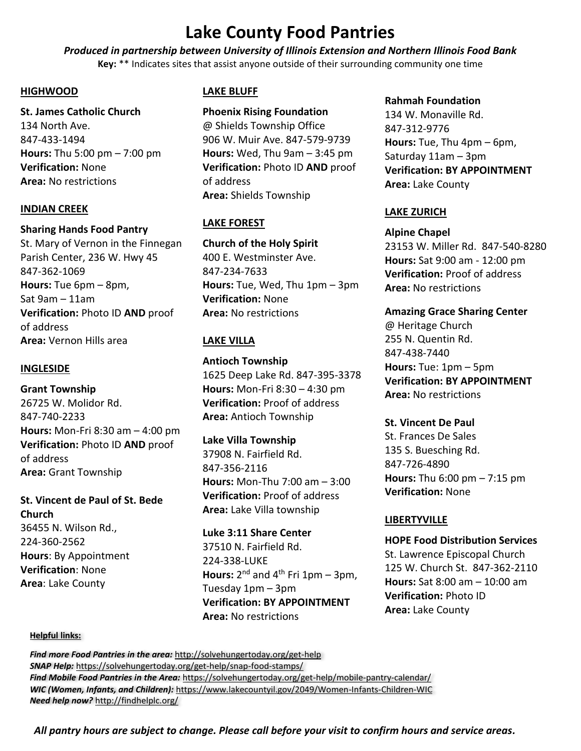# Lake County Food Pantries

***Produced in partnership between University of Illinois Extension and Northern Illinois Food Bank***

**Key:** ** Indicates sites that assist anyone outside of their surrounding community one time

## HIGHWOOD

**St. James Catholic Church**
134 North Ave.
847-433-1494
**Hours:** Thu 5:00 pm – 7:00 pm
**Verification:** None
**Area:** No restrictions

## INDIAN CREEK

**Sharing Hands Food Pantry**
St. Mary of Vernon in the Finnegan Parish Center, 236 W. Hwy 45
847-362-1069
**Hours:** Tue 6pm – 8pm,
Sat 9am – 11am
**Verification:** Photo ID **AND** proof of address
**Area:** Vernon Hills area

## INGLESIDE

**Grant Township**
26725 W. Molidor Rd.
847-740-2233
**Hours:** Mon-Fri 8:30 am – 4:00 pm
**Verification:** Photo ID **AND** proof of address
**Area:** Grant Township

**St. Vincent de Paul of St. Bede Church**
36455 N. Wilson Rd.,
224-360-2562
**Hours**: By Appointment
**Verification**: None
**Area**: Lake County

## LAKE BLUFF

**Phoenix Rising Foundation**
@ Shields Township Office
906 W. Muir Ave. 847-579-9739
**Hours:** Wed, Thu 9am – 3:45 pm
**Verification:** Photo ID **AND** proof of address
**Area:** Shields Township

## LAKE FOREST

**Church of the Holy Spirit**
400 E. Westminster Ave.
847-234-7633
**Hours:** Tue, Wed, Thu 1pm – 3pm
**Verification:** None
**Area:** No restrictions

## LAKE VILLA

**Antioch Township**
1625 Deep Lake Rd. 847-395-3378
**Hours:** Mon-Fri 8:30 – 4:30 pm
**Verification:** Proof of address
**Area:** Antioch Township

**Lake Villa Township**
37908 N. Fairfield Rd.
847-356-2116
**Hours:** Mon-Thu 7:00 am – 3:00
**Verification:** Proof of address
**Area:** Lake Villa township

**Luke 3:11 Share Center**
37510 N. Fairfield Rd.
224-338-LUKE
**Hours:** 2nd and 4th Fri 1pm – 3pm,
Tuesday 1pm – 3pm
**Verification: BY APPOINTMENT**
**Area:** No restrictions

**Rahmah Foundation**
134 W. Monaville Rd.
847-312-9776
**Hours:** Tue, Thu 4pm – 6pm,
Saturday 11am – 3pm
**Verification: BY APPOINTMENT**
**Area:** Lake County

## LAKE ZURICH

**Alpine Chapel**
23153 W. Miller Rd. 847-540-8280
**Hours:** Sat 9:00 am - 12:00 pm
**Verification:** Proof of address
**Area:** No restrictions

**Amazing Grace Sharing Center**
@ Heritage Church
255 N. Quentin Rd.
847-438-7440
**Hours:** Tue: 1pm – 5pm
**Verification: BY APPOINTMENT**
**Area:** No restrictions

**St. Vincent De Paul**
St. Frances De Sales
135 S. Buesching Rd.
847-726-4890
**Hours:** Thu 6:00 pm – 7:15 pm
**Verification:** None

## LIBERTYVILLE

**HOPE Food Distribution Services**
St. Lawrence Episcopal Church
125 W. Church St. 847-362-2110
**Hours:** Sat 8:00 am – 10:00 am
**Verification:** Photo ID
**Area:** Lake County

**Helpful links:**

***Find more Food Pantries in the area:*** http://solvehungertoday.org/get-help
***SNAP Help:*** https://solvehungertoday.org/get-help/snap-food-stamps/
***Find Mobile Food Pantries in the Area:*** https://solvehungertoday.org/get-help/mobile-pantry-calendar/
***WIC (Women, Infants, and Children):*** https://www.lakecountyil.gov/2049/Women-Infants-Children-WIC
***Need help now?*** http://findhelplc.org/

***All pantry hours are subject to change. Please call before your visit to confirm hours and service areas.***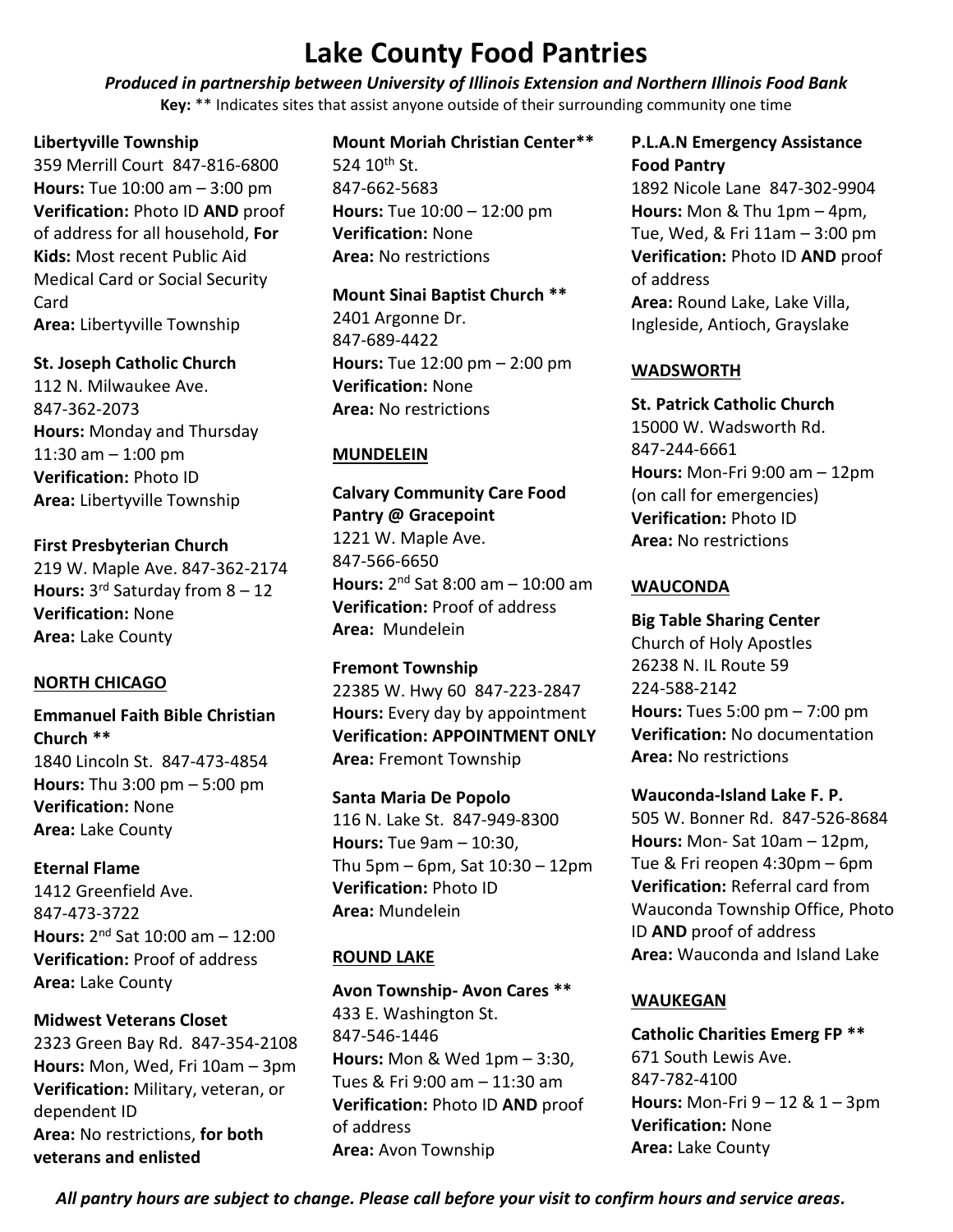# Lake County Food Pantries

***Produced in partnership between University of Illinois Extension and Northern Illinois Food Bank***

**Key:** ** Indicates sites that assist anyone outside of their surrounding community one time

**Libertyville Township**
359 Merrill Court 847-816-6800
**Hours:** Tue 10:00 am – 3:00 pm
**Verification:** Photo ID **AND** proof of address for all household, **For Kids:** Most recent Public Aid Medical Card or Social Security Card
**Area:** Libertyville Township

**St. Joseph Catholic Church**
112 N. Milwaukee Ave.
847-362-2073
**Hours:** Monday and Thursday 11:30 am – 1:00 pm
**Verification:** Photo ID
**Area:** Libertyville Township

**First Presbyterian Church**
219 W. Maple Ave. 847-362-2174
**Hours:** 3rd Saturday from 8 – 12
**Verification:** None
**Area:** Lake County

## NORTH CHICAGO

**Emmanuel Faith Bible Christian Church ****
1840 Lincoln St. 847-473-4854
**Hours:** Thu 3:00 pm – 5:00 pm
**Verification:** None
**Area:** Lake County

**Eternal Flame**
1412 Greenfield Ave.
847-473-3722
**Hours:** 2nd Sat 10:00 am – 12:00
**Verification:** Proof of address
**Area:** Lake County

**Midwest Veterans Closet**
2323 Green Bay Rd. 847-354-2108
**Hours:** Mon, Wed, Fri 10am – 3pm
**Verification:** Military, veteran, or dependent ID
**Area:** No restrictions, **for both veterans and enlisted**

**Mount Moriah Christian Center****
524 10th St.
847-662-5683
**Hours:** Tue 10:00 – 12:00 pm
**Verification:** None
**Area:** No restrictions

**Mount Sinai Baptist Church ****
2401 Argonne Dr.
847-689-4422
**Hours:** Tue 12:00 pm – 2:00 pm
**Verification:** None
**Area:** No restrictions

## MUNDELEIN

**Calvary Community Care Food Pantry @ Gracepoint**
1221 W. Maple Ave.
847-566-6650
**Hours:** 2nd Sat 8:00 am – 10:00 am
**Verification:** Proof of address
**Area:** Mundelein

**Fremont Township**
22385 W. Hwy 60 847-223-2847
**Hours:** Every day by appointment
**Verification: APPOINTMENT ONLY**
**Area:** Fremont Township

**Santa Maria De Popolo**
116 N. Lake St. 847-949-8300
**Hours:** Tue 9am – 10:30, Thu 5pm – 6pm, Sat 10:30 – 12pm
**Verification:** Photo ID
**Area:** Mundelein

## ROUND LAKE

**Avon Township- Avon Cares ****
433 E. Washington St.
847-546-1446
**Hours:** Mon & Wed 1pm – 3:30, Tues & Fri 9:00 am – 11:30 am
**Verification:** Photo ID **AND** proof of address
**Area:** Avon Township

**P.L.A.N Emergency Assistance Food Pantry**
1892 Nicole Lane 847-302-9904
**Hours:** Mon & Thu 1pm – 4pm, Tue, Wed, & Fri 11am – 3:00 pm
**Verification:** Photo ID **AND** proof of address
**Area:** Round Lake, Lake Villa, Ingleside, Antioch, Grayslake

## WADSWORTH

**St. Patrick Catholic Church**
15000 W. Wadsworth Rd.
847-244-6661
**Hours:** Mon-Fri 9:00 am – 12pm (on call for emergencies)
**Verification:** Photo ID
**Area:** No restrictions

## WAUCONDA

**Big Table Sharing Center**
Church of Holy Apostles
26238 N. IL Route 59
224-588-2142
**Hours:** Tues 5:00 pm – 7:00 pm
**Verification:** No documentation
**Area:** No restrictions

**Wauconda-Island Lake F. P.**
505 W. Bonner Rd. 847-526-8684
**Hours:** Mon- Sat 10am – 12pm, Tue & Fri reopen 4:30pm – 6pm
**Verification:** Referral card from Wauconda Township Office, Photo ID **AND** proof of address
**Area:** Wauconda and Island Lake

## WAUKEGAN

**Catholic Charities Emerg FP ****
671 South Lewis Ave.
847-782-4100
**Hours:** Mon-Fri 9 – 12 & 1 – 3pm
**Verification:** None
**Area:** Lake County

***All pantry hours are subject to change. Please call before your visit to confirm hours and service areas.***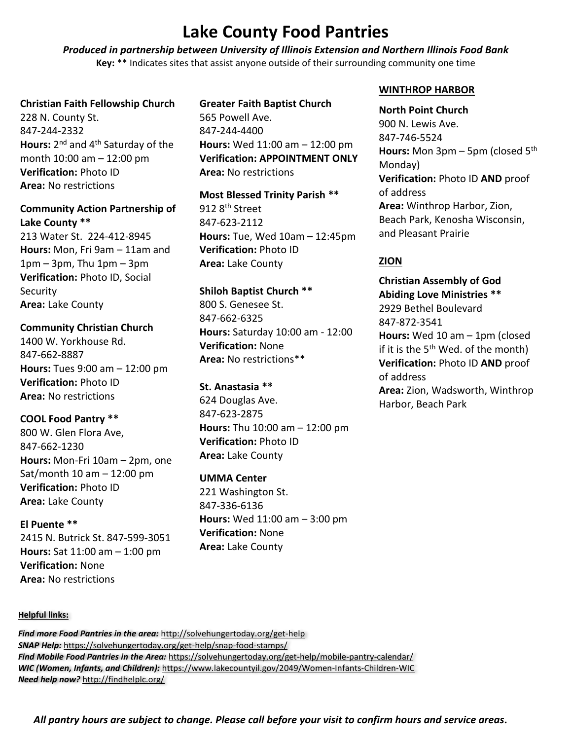# Lake County Food Pantries

***Produced in partnership between University of Illinois Extension and Northern Illinois Food Bank***

**Key:** ** Indicates sites that assist anyone outside of their surrounding community one time

**Christian Faith Fellowship Church**
228 N. County St.
847-244-2332
**Hours:** 2nd and 4th Saturday of the month 10:00 am – 12:00 pm
**Verification:** Photo ID
**Area:** No restrictions

**Community Action Partnership of Lake County ****
213 Water St. 224-412-8945
**Hours:** Mon, Fri 9am – 11am and 1pm – 3pm, Thu 1pm – 3pm
**Verification:** Photo ID, Social Security
**Area:** Lake County

**Community Christian Church**
1400 W. Yorkhouse Rd.
847-662-8887
**Hours:** Tues 9:00 am – 12:00 pm
**Verification:** Photo ID
**Area:** No restrictions

**COOL Food Pantry ****
800 W. Glen Flora Ave,
847-662-1230
**Hours:** Mon-Fri 10am – 2pm, one Sat/month 10 am – 12:00 pm
**Verification:** Photo ID
**Area:** Lake County

**El Puente ****
2415 N. Butrick St. 847-599-3051
**Hours:** Sat 11:00 am – 1:00 pm
**Verification:** None
**Area:** No restrictions

**Greater Faith Baptist Church**
565 Powell Ave.
847-244-4400
**Hours:** Wed 11:00 am – 12:00 pm
**Verification: APPOINTMENT ONLY**
**Area:** No restrictions

**Most Blessed Trinity Parish ****
912 8th Street
847-623-2112
**Hours:** Tue, Wed 10am – 12:45pm
**Verification:** Photo ID
**Area:** Lake County

**Shiloh Baptist Church ****
800 S. Genesee St.
847-662-6325
**Hours:** Saturday 10:00 am - 12:00
**Verification:** None
**Area:** No restrictions**

**St. Anastasia ****
624 Douglas Ave.
847-623-2875
**Hours:** Thu 10:00 am – 12:00 pm
**Verification:** Photo ID
**Area:** Lake County

**UMMA Center**
221 Washington St.
847-336-6136
**Hours:** Wed 11:00 am – 3:00 pm
**Verification:** None
**Area:** Lake County

## WINTHROP HARBOR

**North Point Church**
900 N. Lewis Ave.
847-746-5524
**Hours:** Mon 3pm – 5pm (closed 5th Monday)
**Verification:** Photo ID **AND** proof of address
**Area:** Winthrop Harbor, Zion, Beach Park, Kenosha Wisconsin, and Pleasant Prairie

## ZION

**Christian Assembly of God Abiding Love Ministries ****
2929 Bethel Boulevard
847-872-3541
**Hours:** Wed 10 am – 1pm (closed if it is the 5th Wed. of the month)
**Verification:** Photo ID **AND** proof of address
**Area:** Zion, Wadsworth, Winthrop Harbor, Beach Park

**Helpful links:**

***Find more Food Pantries in the area:*** http://solvehungertoday.org/get-help
***SNAP Help:*** https://solvehungertoday.org/get-help/snap-food-stamps/
***Find Mobile Food Pantries in the Area:*** https://solvehungertoday.org/get-help/mobile-pantry-calendar/
***WIC (Women, Infants, and Children):*** https://www.lakecountyil.gov/2049/Women-Infants-Children-WIC
***Need help now?*** http://findhelplc.org/

***All pantry hours are subject to change. Please call before your visit to confirm hours and service areas.***